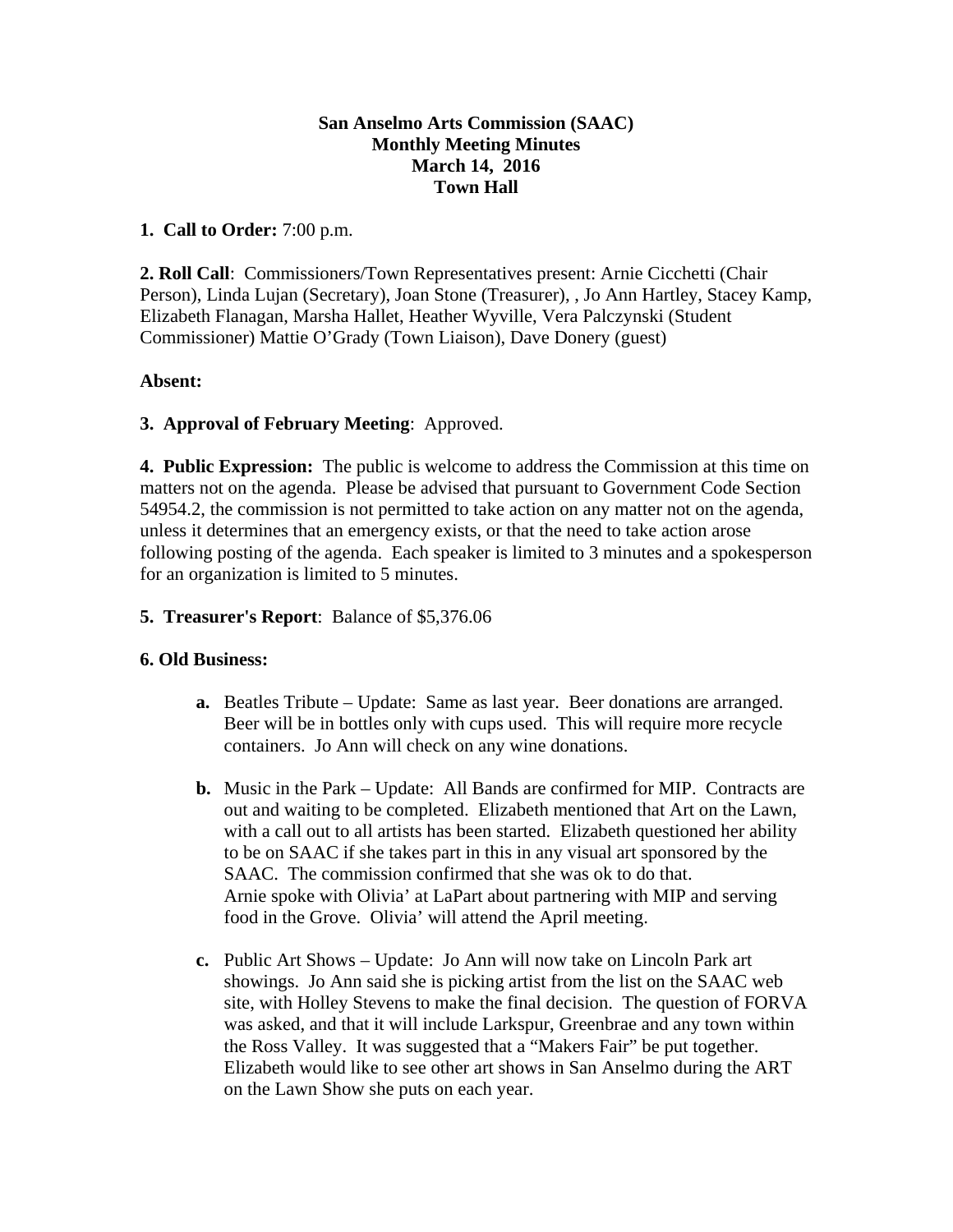**San Anselmo Arts Commission (SAAC)**
**Monthly Meeting Minutes**
**March 14, 2016**
**Town Hall**

**1. Call to Order:** 7:00 p.m.

**2. Roll Call**: Commissioners/Town Representatives present: Arnie Cicchetti (Chair Person), Linda Lujan (Secretary), Joan Stone (Treasurer), , Jo Ann Hartley, Stacey Kamp, Elizabeth Flanagan, Marsha Hallet, Heather Wyville, Vera Palczynski (Student Commissioner) Mattie O'Grady (Town Liaison), Dave Donery (guest)

**Absent:**

**3. Approval of February Meeting**: Approved.

**4. Public Expression:** The public is welcome to address the Commission at this time on matters not on the agenda. Please be advised that pursuant to Government Code Section 54954.2, the commission is not permitted to take action on any matter not on the agenda, unless it determines that an emergency exists, or that the need to take action arose following posting of the agenda. Each speaker is limited to 3 minutes and a spokesperson for an organization is limited to 5 minutes.

**5. Treasurer's Report**: Balance of $5,376.06

**6. Old Business:**

- **a.** Beatles Tribute – Update: Same as last year. Beer donations are arranged. Beer will be in bottles only with cups used. This will require more recycle containers. Jo Ann will check on any wine donations.

- **b.** Music in the Park – Update: All Bands are confirmed for MIP. Contracts are out and waiting to be completed. Elizabeth mentioned that Art on the Lawn, with a call out to all artists has been started. Elizabeth questioned her ability to be on SAAC if she takes part in this in any visual art sponsored by the SAAC. The commission confirmed that she was ok to do that.
  Arnie spoke with Olivia' at LaPart about partnering with MIP and serving food in the Grove. Olivia' will attend the April meeting.

- **c.** Public Art Shows – Update: Jo Ann will now take on Lincoln Park art showings. Jo Ann said she is picking artist from the list on the SAAC web site, with Holley Stevens to make the final decision. The question of FORVA was asked, and that it will include Larkspur, Greenbrae and any town within the Ross Valley. It was suggested that a "Makers Fair" be put together. Elizabeth would like to see other art shows in San Anselmo during the ART on the Lawn Show she puts on each year.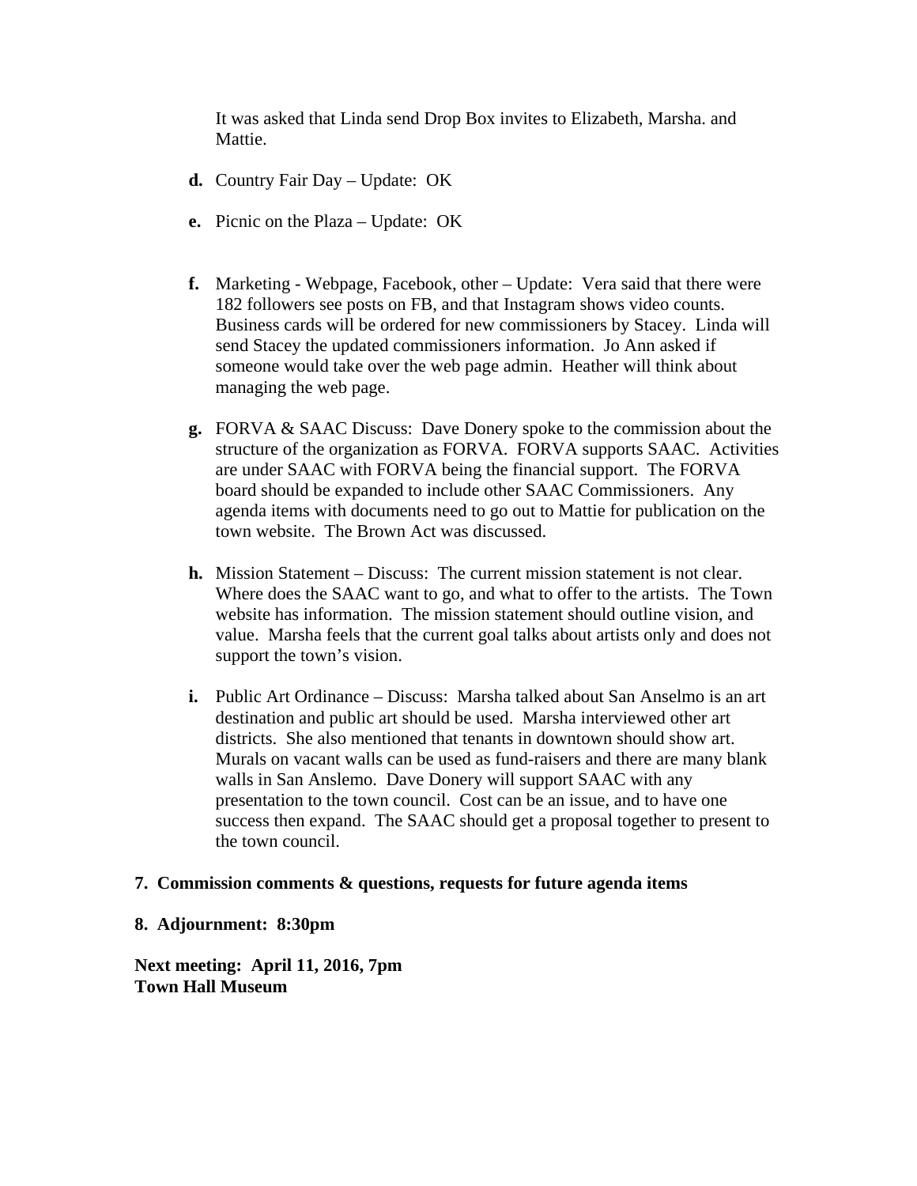It was asked that Linda send Drop Box invites to Elizabeth, Marsha. and Mattie.

- **d.** Country Fair Day – Update: OK

- **e.** Picnic on the Plaza – Update: OK

- **f.** Marketing - Webpage, Facebook, other – Update: Vera said that there were 182 followers see posts on FB, and that Instagram shows video counts. Business cards will be ordered for new commissioners by Stacey. Linda will send Stacey the updated commissioners information. Jo Ann asked if someone would take over the web page admin. Heather will think about managing the web page.

- **g.** FORVA & SAAC Discuss: Dave Donery spoke to the commission about the structure of the organization as FORVA. FORVA supports SAAC. Activities are under SAAC with FORVA being the financial support. The FORVA board should be expanded to include other SAAC Commissioners. Any agenda items with documents need to go out to Mattie for publication on the town website. The Brown Act was discussed.

- **h.** Mission Statement – Discuss: The current mission statement is not clear. Where does the SAAC want to go, and what to offer to the artists. The Town website has information. The mission statement should outline vision, and value. Marsha feels that the current goal talks about artists only and does not support the town's vision.

- **i.** Public Art Ordinance – Discuss: Marsha talked about San Anselmo is an art destination and public art should be used. Marsha interviewed other art districts. She also mentioned that tenants in downtown should show art. Murals on vacant walls can be used as fund-raisers and there are many blank walls in San Anslemo. Dave Donery will support SAAC with any presentation to the town council. Cost can be an issue, and to have one success then expand. The SAAC should get a proposal together to present to the town council.

**7. Commission comments & questions, requests for future agenda items**

**8. Adjournment: 8:30pm**

**Next meeting: April 11, 2016, 7pm**
**Town Hall Museum**